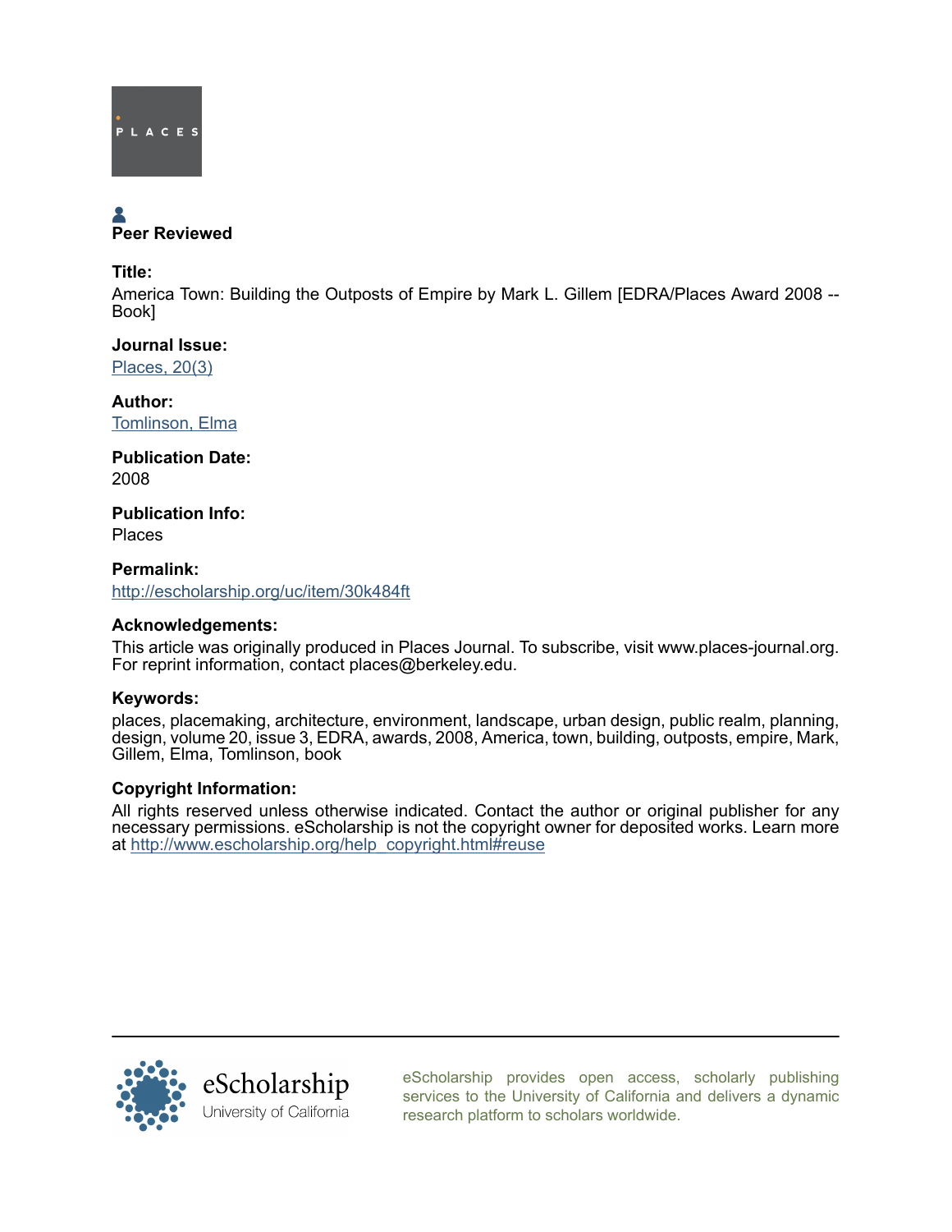PLACES

**Peer Reviewed**

**Title:**

America Town: Building the Outposts of Empire by Mark L. Gillem [EDRA/Places Award 2008 -- Book]

**Journal Issue:**

[Places, 20(3)](#)

**Author:**

[Tomlinson, Elma](#)

**Publication Date:**

2008

**Publication Info:**

Places

**Permalink:**

[http://escholarship.org/uc/item/30k484ft](http://escholarship.org/uc/item/30k484ft)

**Acknowledgements:**

This article was originally produced in Places Journal. To subscribe, visit www.places-journal.org. For reprint information, contact places@berkeley.edu.

**Keywords:**

places, placemaking, architecture, environment, landscape, urban design, public realm, planning, design, volume 20, issue 3, EDRA, awards, 2008, America, town, building, outposts, empire, Mark, Gillem, Elma, Tomlinson, book

**Copyright Information:**

All rights reserved unless otherwise indicated. Contact the author or original publisher for any necessary permissions. eScholarship is not the copyright owner for deposited works. Learn more at [http://www.escholarship.org/help_copyright.html#reuse](http://www.escholarship.org/help_copyright.html#reuse)

---

eScholarship
University of California

eScholarship provides open access, scholarly publishing services to the University of California and delivers a dynamic research platform to scholars worldwide.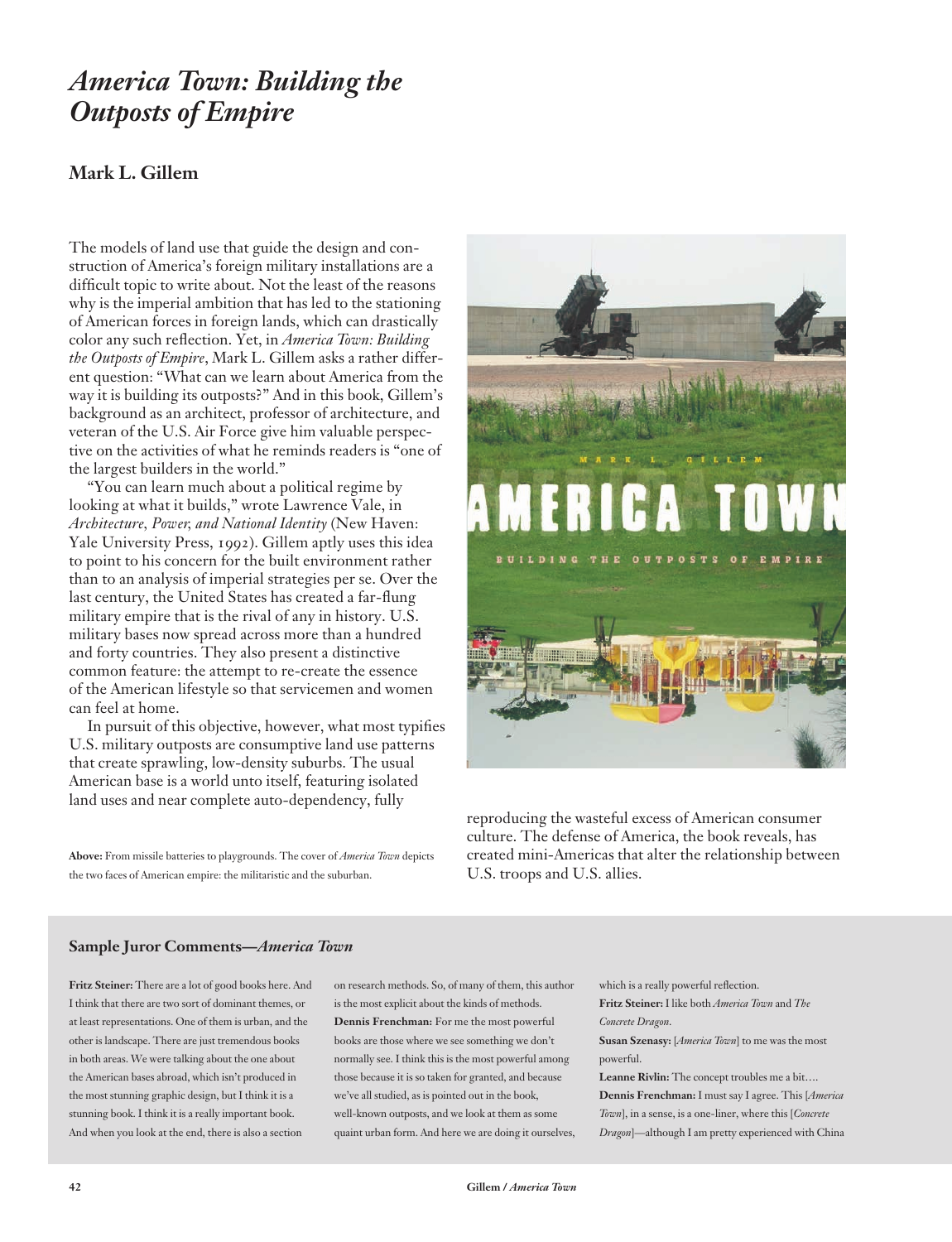# *America Town: Building the Outposts of Empire*

## Mark L. Gillem

The models of land use that guide the design and construction of America's foreign military installations are a difficult topic to write about. Not the least of the reasons why is the imperial ambition that has led to the stationing of American forces in foreign lands, which can drastically color any such reflection. Yet, in *America Town: Building the Outposts of Empire*, Mark L. Gillem asks a rather different question: "What can we learn about America from the way it is building its outposts?" And in this book, Gillem's background as an architect, professor of architecture, and veteran of the U.S. Air Force give him valuable perspective on the activities of what he reminds readers is "one of the largest builders in the world."

"You can learn much about a political regime by looking at what it builds," wrote Lawrence Vale, in *Architecture, Power, and National Identity* (New Haven: Yale University Press, 1992). Gillem aptly uses this idea to point to his concern for the built environment rather than to an analysis of imperial strategies per se. Over the last century, the United States has created a far-flung military empire that is the rival of any in history. U.S. military bases now spread across more than a hundred and forty countries. They also present a distinctive common feature: the attempt to re-create the essence of the American lifestyle so that servicemen and women can feel at home.

In pursuit of this objective, however, what most typifies U.S. military outposts are consumptive land use patterns that create sprawling, low-density suburbs. The usual American base is a world unto itself, featuring isolated land uses and near complete auto-dependency, fully reproducing the wasteful excess of American consumer culture. The defense of America, the book reveals, has created mini-Americas that alter the relationship between U.S. troops and U.S. allies.

**Above:** From missile batteries to playgrounds. The cover of *America Town* depicts the two faces of American empire: the militaristic and the suburban.

### Sample Juror Comments—*America Town*

**Fritz Steiner:** There are a lot of good books here. And I think that there are two sort of dominant themes, or at least representations. One of them is urban, and the other is landscape. There are just tremendous books in both areas. We were talking about the one about the American bases abroad, which isn't produced in the most stunning graphic design, but I think it is a stunning book. I think it is a really important book. And when you look at the end, there is also a section on research methods. So, of many of them, this author is the most explicit about the kinds of methods.

**Dennis Frenchman:** For me the most powerful books are those where we see something we don't normally see. I think this is the most powerful among those because it is so taken for granted, and because we've all studied, as is pointed out in the book, well-known outposts, and we look at them as some quaint urban form. And here we are doing it ourselves, which is a really powerful reflection.

**Fritz Steiner:** I like both *America Town* and *The Concrete Dragon*.

**Susan Szenasy:** [*America Town*] to me was the most powerful.

**Leanne Rivlin:** The concept troubles me a bit….

**Dennis Frenchman:** I must say I agree. This [*America Town*], in a sense, is a one-liner, where this [*Concrete Dragon*]—although I am pretty experienced with China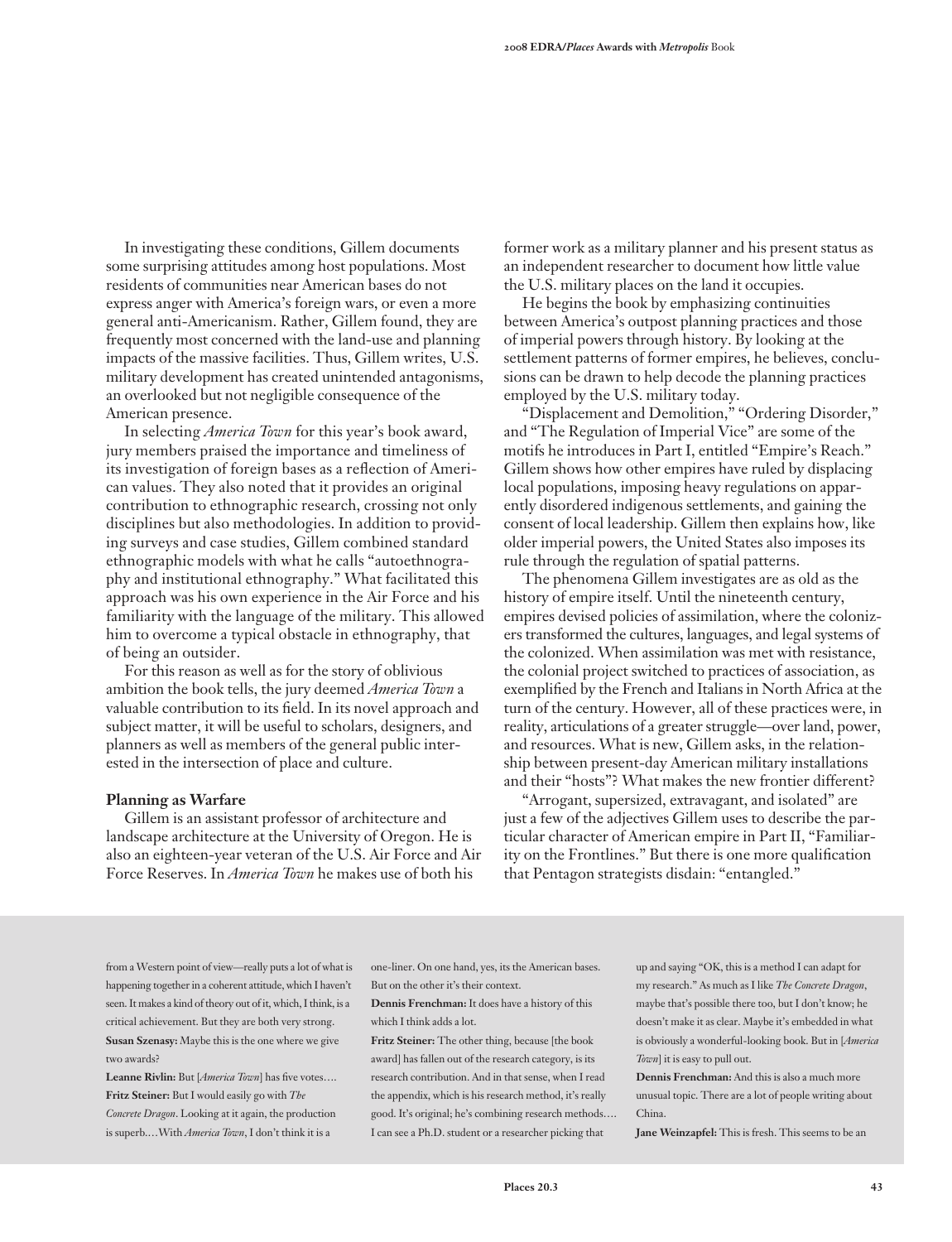In investigating these conditions, Gillem documents some surprising attitudes among host populations. Most residents of communities near American bases do not express anger with America's foreign wars, or even a more general anti-Americanism. Rather, Gillem found, they are frequently most concerned with the land-use and planning impacts of the massive facilities. Thus, Gillem writes, U.S. military development has created unintended antagonisms, an overlooked but not negligible consequence of the American presence.

In selecting *America Town* for this year's book award, jury members praised the importance and timeliness of its investigation of foreign bases as a reflection of American values. They also noted that it provides an original contribution to ethnographic research, crossing not only disciplines but also methodologies. In addition to providing surveys and case studies, Gillem combined standard ethnographic models with what he calls "autoethnography and institutional ethnography." What facilitated this approach was his own experience in the Air Force and his familiarity with the language of the military. This allowed him to overcome a typical obstacle in ethnography, that of being an outsider.

For this reason as well as for the story of oblivious ambition the book tells, the jury deemed *America Town* a valuable contribution to its field. In its novel approach and subject matter, it will be useful to scholars, designers, and planners as well as members of the general public interested in the intersection of place and culture.

### Planning as Warfare

Gillem is an assistant professor of architecture and landscape architecture at the University of Oregon. He is also an eighteen-year veteran of the U.S. Air Force and Air Force Reserves. In *America Town* he makes use of both his former work as a military planner and his present status as an independent researcher to document how little value the U.S. military places on the land it occupies.

He begins the book by emphasizing continuities between America's outpost planning practices and those of imperial powers through history. By looking at the settlement patterns of former empires, he believes, conclusions can be drawn to help decode the planning practices employed by the U.S. military today.

"Displacement and Demolition," "Ordering Disorder," and "The Regulation of Imperial Vice" are some of the motifs he introduces in Part I, entitled "Empire's Reach." Gillem shows how other empires have ruled by displacing local populations, imposing heavy regulations on apparently disordered indigenous settlements, and gaining the consent of local leadership. Gillem then explains how, like older imperial powers, the United States also imposes its rule through the regulation of spatial patterns.

The phenomena Gillem investigates are as old as the history of empire itself. Until the nineteenth century, empires devised policies of assimilation, where the colonizers transformed the cultures, languages, and legal systems of the colonized. When assimilation was met with resistance, the colonial project switched to practices of association, as exemplified by the French and Italians in North Africa at the turn of the century. However, all of these practices were, in reality, articulations of a greater struggle—over land, power, and resources. What is new, Gillem asks, in the relationship between present-day American military installations and their "hosts"? What makes the new frontier different?

"Arrogant, supersized, extravagant, and isolated" are just a few of the adjectives Gillem uses to describe the particular character of American empire in Part II, "Familiarity on the Frontlines." But there is one more qualification that Pentagon strategists disdain: "entangled."

---

from a Western point of view—really puts a lot of what is happening together in a coherent attitude, which I haven't seen. It makes a kind of theory out of it, which, I think, is a critical achievement. But they are both very strong.

**Susan Szenasy:** Maybe this is the one where we give two awards?

**Leanne Rivlin:** But [*America Town*] has five votes….

**Fritz Steiner:** But I would easily go with *The Concrete Dragon*. Looking at it again, the production is superb.…With *America Town*, I don't think it is a one-liner. On one hand, yes, its the American bases. But on the other it's their context.

**Dennis Frenchman:** It does have a history of this which I think adds a lot.

**Fritz Steiner:** The other thing, because [the book award] has fallen out of the research category, is its research contribution. And in that sense, when I read the appendix, which is his research method, it's really good. It's original; he's combining research methods.… I can see a Ph.D. student or a researcher picking that up and saying "OK, this is a method I can adapt for my research." As much as I like *The Concrete Dragon*, maybe that's possible there too, but I don't know; he doesn't make it as clear. Maybe it's embedded in what is obviously a wonderful-looking book. But in [*America Town*] it is easy to pull out.

**Dennis Frenchman:** And this is also a much more unusual topic. There are a lot of people writing about China.

**Jane Weinzapfel:** This is fresh. This seems to be an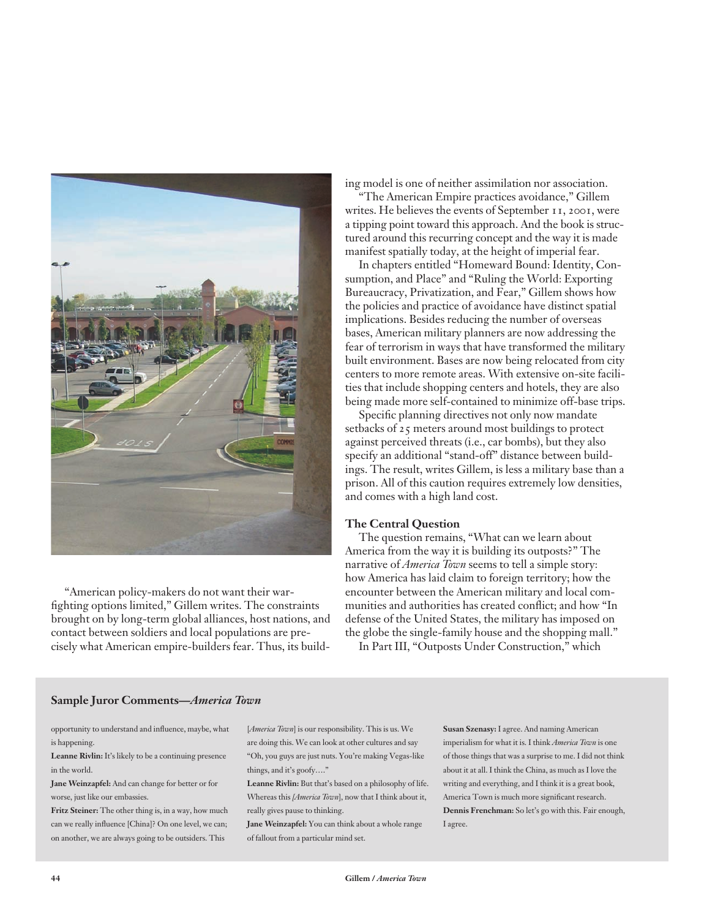"American policy-makers do not want their war-fighting options limited," Gillem writes. "The constraints brought on by long-term global alliances, host nations, and contact between soldiers and local populations are precisely what American empire-builders fear. Thus, its building model is one of neither assimilation nor association.

"The American Empire practices avoidance," Gillem writes. He believes the events of September 11, 2001, were a tipping point toward this approach. And the book is structured around this recurring concept and the way it is made manifest spatially today, at the height of imperial fear.

In chapters entitled "Homeward Bound: Identity, Consumption, and Place" and "Ruling the World: Exporting Bureaucracy, Privatization, and Fear," Gillem shows how the policies and practice of avoidance have distinct spatial implications. Besides reducing the number of overseas bases, American military planners are now addressing the fear of terrorism in ways that have transformed the military built environment. Bases are now being relocated from city centers to more remote areas. With extensive on-site facilities that include shopping centers and hotels, they are also being made more self-contained to minimize off-base trips.

Specific planning directives not only now mandate setbacks of 25 meters around most buildings to protect against perceived threats (i.e., car bombs), but they also specify an additional "stand-off" distance between buildings. The result, writes Gillem, is less a military base than a prison. All of this caution requires extremely low densities, and comes with a high land cost.

### The Central Question

The question remains, "What can we learn about America from the way it is building its outposts?" The narrative of *America Town* seems to tell a simple story: how America has laid claim to foreign territory; how the encounter between the American military and local communities and authorities has created conflict; and how "In defense of the United States, the military has imposed on the globe the single-family house and the shopping mall."

In Part III, "Outposts Under Construction," which

### Sample Juror Comments—*America Town*

opportunity to understand and influence, maybe, what is happening.

**Leanne Rivlin:** It's likely to be a continuing presence in the world.

**Jane Weinzapfel:** And can change for better or for worse, just like our embassies.

**Fritz Steiner:** The other thing is, in a way, how much can we really influence [China]? On one level, we can; on another, we are always going to be outsiders. This [*America Town*] is our responsibility. This is us. We are doing this. We can look at other cultures and say "Oh, you guys are just nuts. You're making Vegas-like things, and it's goofy…."

**Leanne Rivlin:** But that's based on a philosophy of life. Whereas this *[America Town]*, now that I think about it, really gives pause to thinking.

**Jane Weinzapfel:** You can think about a whole range of fallout from a particular mind set.

**Susan Szenasy:** I agree. And naming American imperialism for what it is. I think *America Town* is one of those things that was a surprise to me. I did not think about it at all. I think the China, as much as I love the writing and everything, and I think it is a great book, America Town is much more significant research.

**Dennis Frenchman:** So let's go with this. Fair enough, I agree.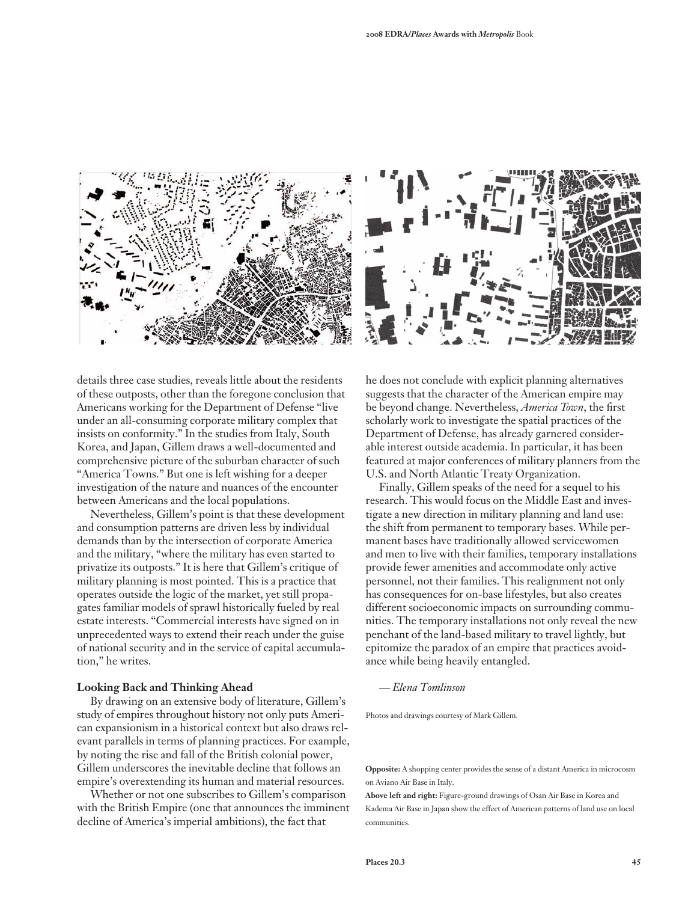details three case studies, reveals little about the residents of these outposts, other than the foregone conclusion that Americans working for the Department of Defense "live under an all-consuming corporate military complex that insists on conformity." In the studies from Italy, South Korea, and Japan, Gillem draws a well-documented and comprehensive picture of the suburban character of such "America Towns." But one is left wishing for a deeper investigation of the nature and nuances of the encounter between Americans and the local populations.

Nevertheless, Gillem's point is that these development and consumption patterns are driven less by individual demands than by the intersection of corporate America and the military, "where the military has even started to privatize its outposts." It is here that Gillem's critique of military planning is most pointed. This is a practice that operates outside the logic of the market, yet still propagates familiar models of sprawl historically fueled by real estate interests. "Commercial interests have signed on in unprecedented ways to extend their reach under the guise of national security and in the service of capital accumulation," he writes.

### Looking Back and Thinking Ahead

By drawing on an extensive body of literature, Gillem's study of empires throughout history not only puts American expansionism in a historical context but also draws relevant parallels in terms of planning practices. For example, by noting the rise and fall of the British colonial power, Gillem underscores the inevitable decline that follows an empire's overextending its human and material resources.

Whether or not one subscribes to Gillem's comparison with the British Empire (one that announces the imminent decline of America's imperial ambitions), the fact that he does not conclude with explicit planning alternatives suggests that the character of the American empire may be beyond change. Nevertheless, *America Town*, the first scholarly work to investigate the spatial practices of the Department of Defense, has already garnered considerable interest outside academia. In particular, it has been featured at major conferences of military planners from the U.S. and North Atlantic Treaty Organization.

Finally, Gillem speaks of the need for a sequel to his research. This would focus on the Middle East and investigate a new direction in military planning and land use: the shift from permanent to temporary bases. While permanent bases have traditionally allowed servicewomen and men to live with their families, temporary installations provide fewer amenities and accommodate only active personnel, not their families. This realignment not only has consequences for on-base lifestyles, but also creates different socioeconomic impacts on surrounding communities. The temporary installations not only reveal the new penchant of the land-based military to travel lightly, but epitomize the paradox of an empire that practices avoidance while being heavily entangled.

— *Elena Tomlinson*

Photos and drawings courtesy of Mark Gillem.

**Opposite:** A shopping center provides the sense of a distant America in microcosm on Aviano Air Base in Italy.

**Above left and right:** Figure-ground drawings of Osan Air Base in Korea and Kadema Air Base in Japan show the effect of American patterns of land use on local communities.